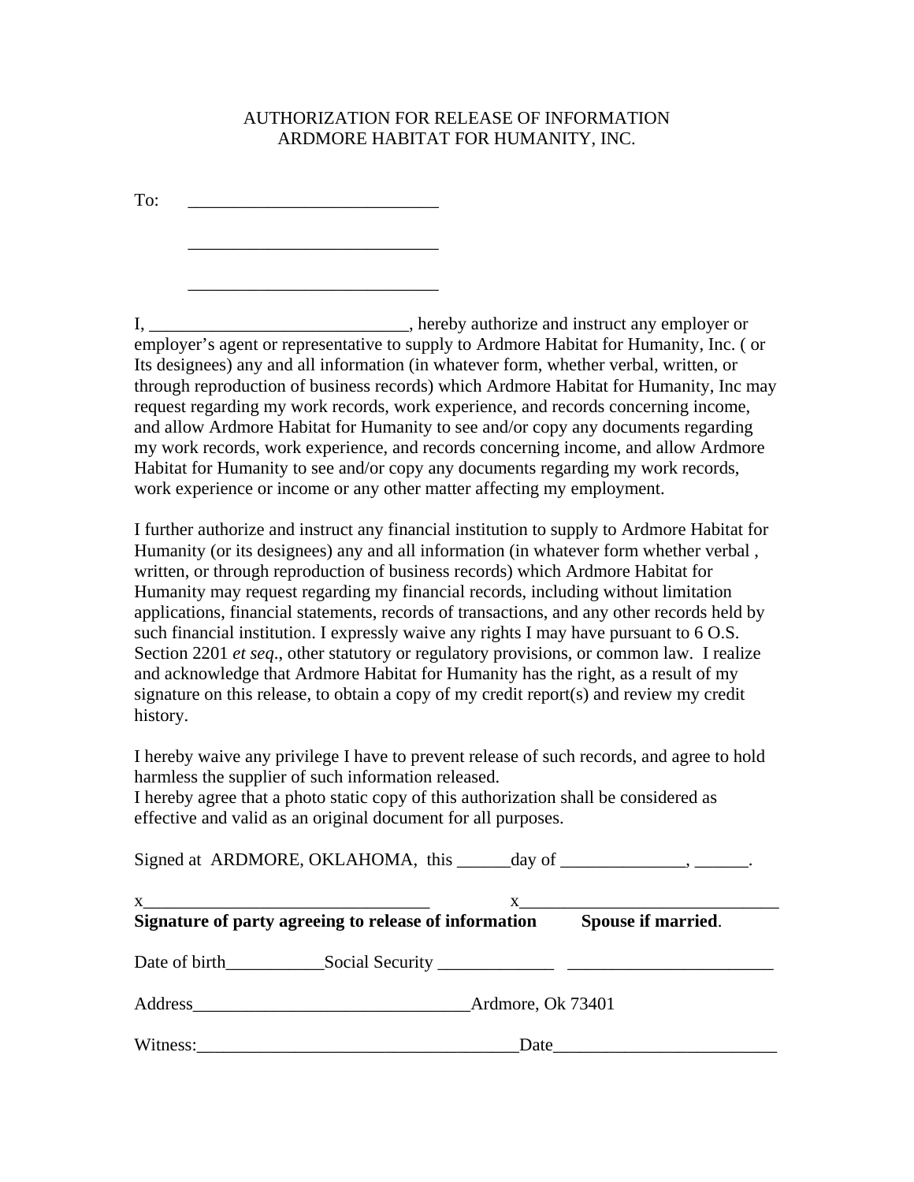AUTHORIZATION FOR RELEASE OF INFORMATION
ARDMORE HABITAT FOR HUMANITY, INC.

To: ____________________________

____________________________

____________________________

I, _____________________________, hereby authorize and instruct any employer or employer's agent or representative to supply to Ardmore Habitat for Humanity, Inc. ( or Its designees) any and all information (in whatever form, whether verbal, written, or through reproduction of business records) which Ardmore Habitat for Humanity, Inc may request regarding my work records, work experience, and records concerning income, and allow Ardmore Habitat for Humanity to see and/or copy any documents regarding my work records, work experience, and records concerning income, and allow Ardmore Habitat for Humanity to see and/or copy any documents regarding my work records, work experience or income or any other matter affecting my employment.

I further authorize and instruct any financial institution to supply to Ardmore Habitat for Humanity (or its designees) any and all information (in whatever form whether verbal , written, or through reproduction of business records) which Ardmore Habitat for Humanity may request regarding my financial records, including without limitation applications, financial statements, records of transactions, and any other records held by such financial institution. I expressly waive any rights I may have pursuant to 6 O.S. Section 2201 *et seq*., other statutory or regulatory provisions, or common law. I realize and acknowledge that Ardmore Habitat for Humanity has the right, as a result of my signature on this release, to obtain a copy of my credit report(s) and review my credit history.

I hereby waive any privilege I have to prevent release of such records, and agree to hold harmless the supplier of such information released.
I hereby agree that a photo static copy of this authorization shall be considered as effective and valid as an original document for all purposes.

Signed at ARDMORE, OKLAHOMA, this ______day of ______________, ______.

x________________________________ x_____________________________
**Signature of party agreeing to release of information** **Spouse if married**.

Date of birth___________Social Security _____________ _______________________

Address______________________________Ardmore, Ok 73401

Witness:___________________________________Date________________________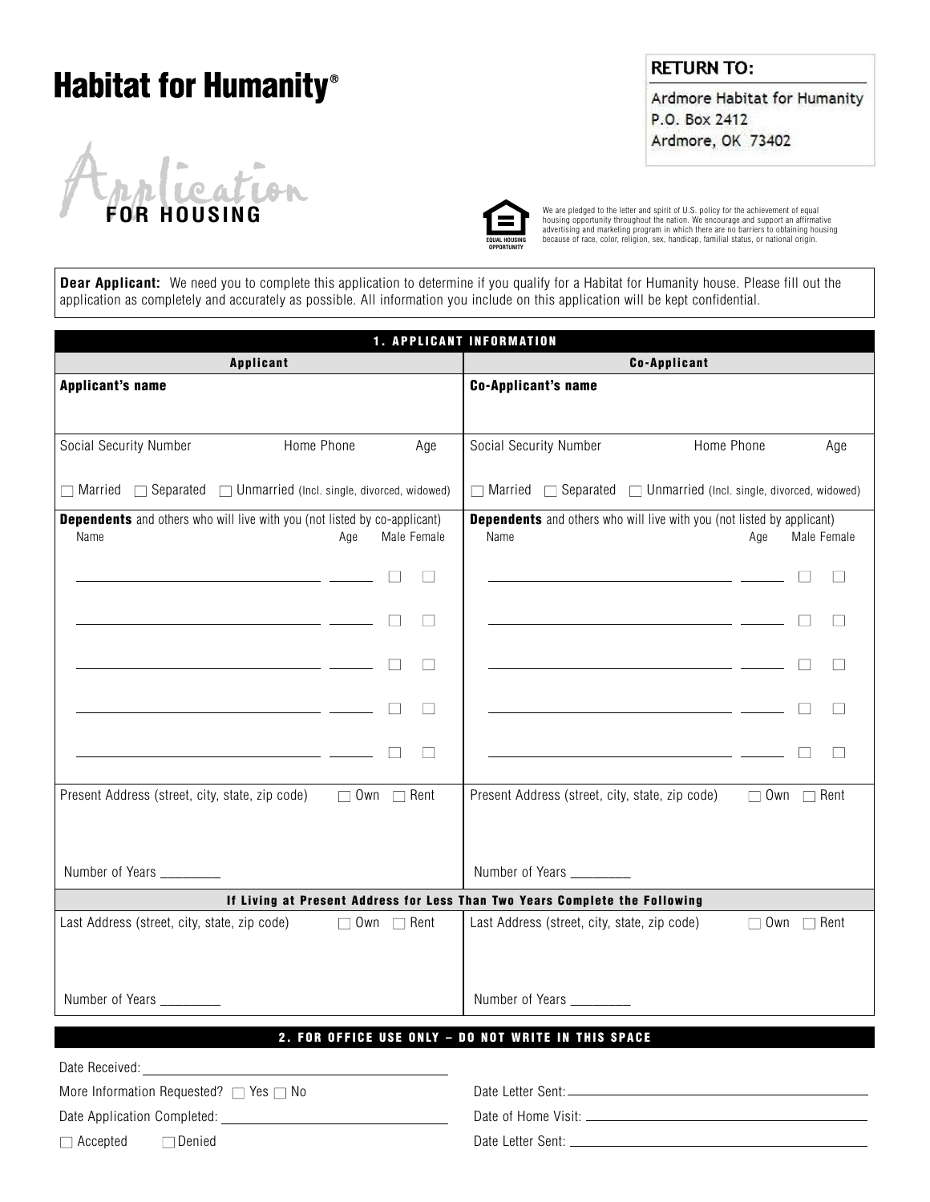# Habitat for Humanity®

**RETURN TO:**

Ardmore Habitat for Humanity
P.O. Box 2412
Ardmore, OK 73402

## Application FOR HOUSING

EQUAL HOUSING OPPORTUNITY

We are pledged to the letter and spirit of U.S. policy for the achievement of equal housing opportunity throughout the nation. We encourage and support an affirmative advertising and marketing program in which there are no barriers to obtaining housing because of race, color, religion, sex, handicap, familial status, or national origin.

**Dear Applicant:** We need you to complete this application to determine if you qualify for a Habitat for Humanity house. Please fill out the application as completely and accurately as possible. All information you include on this application will be kept confidential.

## 1. APPLICANT INFORMATION

| Applicant | Co-Applicant |
|---|---|
| **Applicant's name** | **Co-Applicant's name** |
| Social Security Number &nbsp;&nbsp; Home Phone &nbsp;&nbsp; Age | Social Security Number &nbsp;&nbsp; Home Phone &nbsp;&nbsp; Age |
| ☐ Married ☐ Separated ☐ Unmarried (Incl. single, divorced, widowed) | ☐ Married ☐ Separated ☐ Unmarried (Incl. single, divorced, widowed) |

**Dependents** and others who will live with you (not listed by co-applicant)

| Name | Age | Male | Female |
|---|---|---|---|
| ______________________ | ______ | ☐ | ☐ |
| ______________________ | ______ | ☐ | ☐ |
| ______________________ | ______ | ☐ | ☐ |
| ______________________ | ______ | ☐ | ☐ |
| ______________________ | ______ | ☐ | ☐ |

**Dependents** and others who will live with you (not listed by applicant)

| Name | Age | Male | Female |
|---|---|---|---|
| ______________________ | ______ | ☐ | ☐ |
| ______________________ | ______ | ☐ | ☐ |
| ______________________ | ______ | ☐ | ☐ |
| ______________________ | ______ | ☐ | ☐ |
| ______________________ | ______ | ☐ | ☐ |

| Applicant | Co-Applicant |
|---|---|
| Present Address (street, city, state, zip code) ☐ Own ☐ Rent | Present Address (street, city, state, zip code) ☐ Own ☐ Rent |
| Number of Years ________ | Number of Years ________ |

**If Living at Present Address for Less Than Two Years Complete the Following**

| Applicant | Co-Applicant |
|---|---|
| Last Address (street, city, state, zip code) ☐ Own ☐ Rent | Last Address (street, city, state, zip code) ☐ Own ☐ Rent |
| Number of Years ________ | Number of Years ________ |

## 2. FOR OFFICE USE ONLY – DO NOT WRITE IN THIS SPACE

Date Received: ______________________________

More Information Requested? ☐ Yes ☐ No

Date Letter Sent: ______________________________

Date Application Completed: ______________________________

Date of Home Visit: ______________________________

☐ Accepted ☐ Denied

Date Letter Sent: ______________________________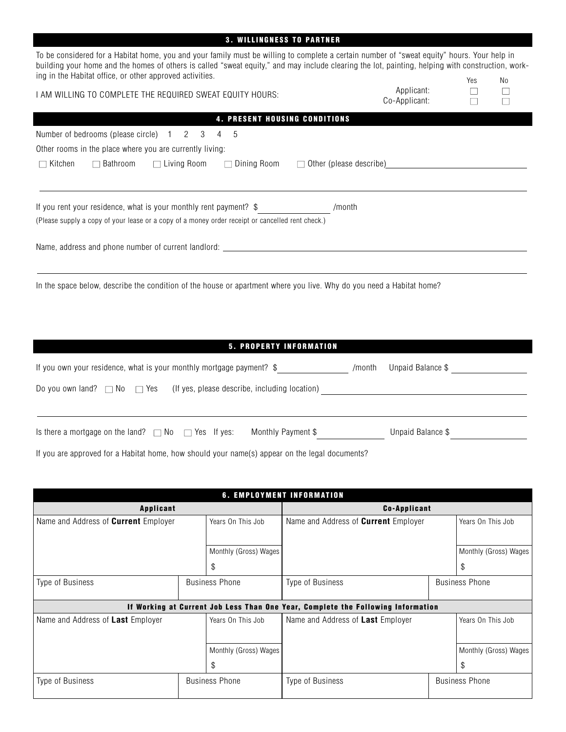## 3. WILLINGNESS TO PARTNER

To be considered for a Habitat home, you and your family must be willing to complete a certain number of "sweat equity" hours. Your help in building your home and the homes of others is called "sweat equity," and may include clearing the lot, painting, helping with construction, working in the Habitat office, or other approved activities.

| I AM WILLING TO COMPLETE THE REQUIRED SWEAT EQUITY HOURS: | Yes | No |
|---|---|---|
| Applicant: | ☐ | ☐ |
| Co-Applicant: | ☐ | ☐ |

## 4. PRESENT HOUSING CONDITIONS

Number of bedrooms (please circle) 1 2 3 4 5

Other rooms in the place where you are currently living:

☐ Kitchen ☐ Bathroom ☐ Living Room ☐ Dining Room ☐ Other (please describe) ____________________

If you rent your residence, what is your monthly rent payment? $ ____________ /month

(Please supply a copy of your lease or a copy of a money order receipt or cancelled rent check.)

Name, address and phone number of current landlord: ____________________

In the space below, describe the condition of the house or apartment where you live. Why do you need a Habitat home?

## 5. PROPERTY INFORMATION

If you own your residence, what is your monthly mortgage payment? $ ____________ /month Unpaid Balance $ ____________

Do you own land? ☐ No ☐ Yes (If yes, please describe, including location) ____________________

Is there a mortgage on the land? ☐ No ☐ Yes If yes: Monthly Payment $ ____________ Unpaid Balance $ ____________

If you are approved for a Habitat home, how should your name(s) appear on the legal documents?

## 6. EMPLOYMENT INFORMATION

| Applicant | | | Co-Applicant | | |
|---|---|---|---|---|---|
| Name and Address of **Current** Employer | | Years On This Job | Name and Address of **Current** Employer | | Years On This Job |
| | | Monthly (Gross) Wages $ | | | Monthly (Gross) Wages $ |
| Type of Business | Business Phone | | Type of Business | Business Phone | |
| **If Working at Current Job Less Than One Year, Complete the Following Information** | | | | | |
| Name and Address of **Last** Employer | | Years On This Job | Name and Address of **Last** Employer | | Years On This Job |
| | | Monthly (Gross) Wages $ | | | Monthly (Gross) Wages $ |
| Type of Business | Business Phone | | Type of Business | Business Phone | |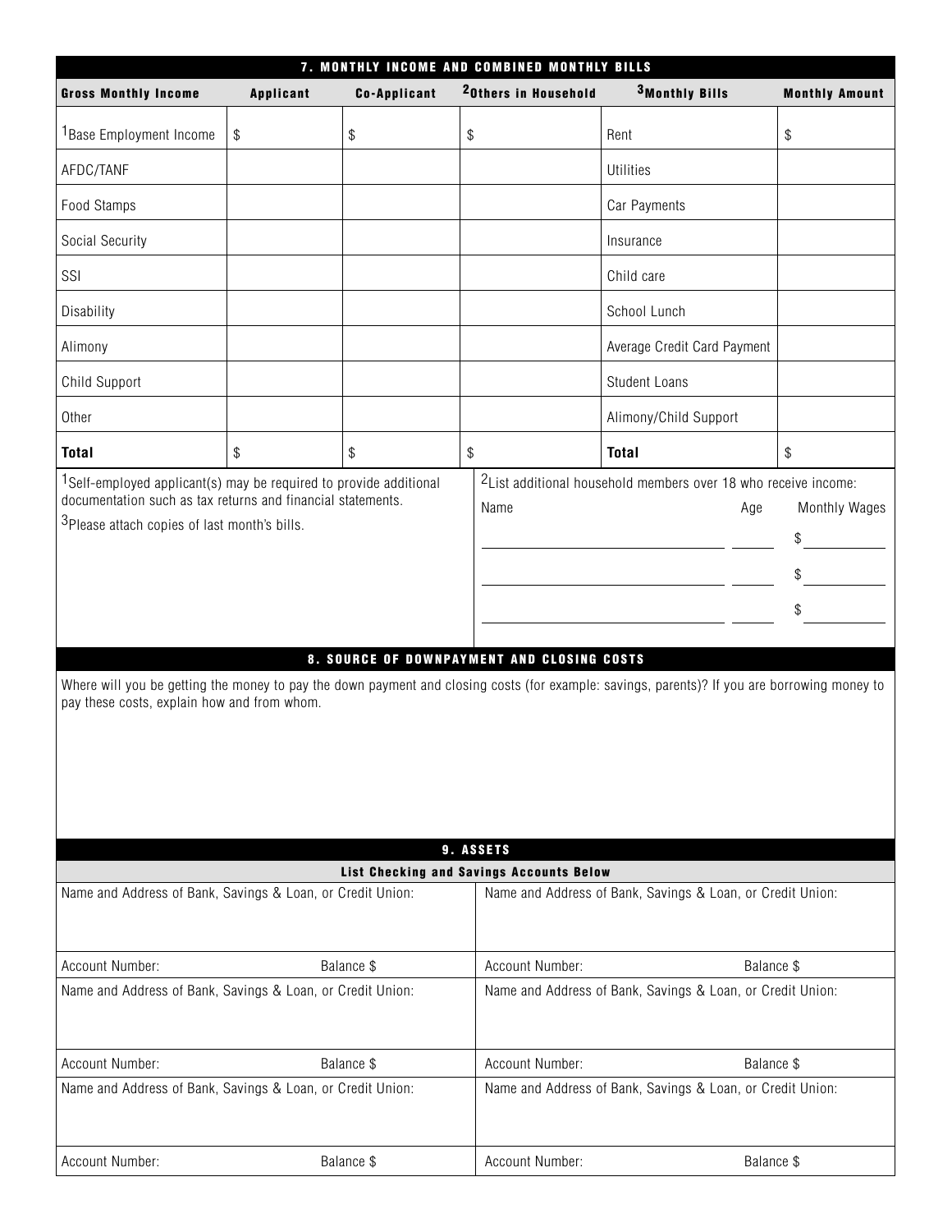## 7. MONTHLY INCOME AND COMBINED MONTHLY BILLS

| Gross Monthly Income | Applicant | Co-Applicant | [2]Others in Household | [3]Monthly Bills | Monthly Amount |
|---|---|---|---|---|---|
| [1]Base Employment Income | $ | $ | $ | Rent | $ |
| AFDC/TANF | | | | Utilities | |
| Food Stamps | | | | Car Payments | |
| Social Security | | | | Insurance | |
| SSI | | | | Child care | |
| Disability | | | | School Lunch | |
| Alimony | | | | Average Credit Card Payment | |
| Child Support | | | | Student Loans | |
| Other | | | | Alimony/Child Support | |
| **Total** | $ | $ | $ | **Total** | $ |

[1]Self-employed applicant(s) may be required to provide additional documentation such as tax returns and financial statements.

[3]Please attach copies of last month's bills.

[2]List additional household members over 18 who receive income:

| Name | Age | Monthly Wages |
|---|---|---|
| | | $ |
| | | $ |
| | | $ |

## 8. SOURCE OF DOWNPAYMENT AND CLOSING COSTS

Where will you be getting the money to pay the down payment and closing costs (for example: savings, parents)? If you are borrowing money to pay these costs, explain how and from whom.

## 9. ASSETS

### List Checking and Savings Accounts Below

| Name and Address of Bank, Savings & Loan, or Credit Union: | | Name and Address of Bank, Savings & Loan, or Credit Union: | |
|---|---|---|---|
| Account Number: | Balance $ | Account Number: | Balance $ |
| Name and Address of Bank, Savings & Loan, or Credit Union: | | Name and Address of Bank, Savings & Loan, or Credit Union: | |
| Account Number: | Balance $ | Account Number: | Balance $ |
| Name and Address of Bank, Savings & Loan, or Credit Union: | | Name and Address of Bank, Savings & Loan, or Credit Union: | |
| Account Number: | Balance $ | Account Number: | Balance $ |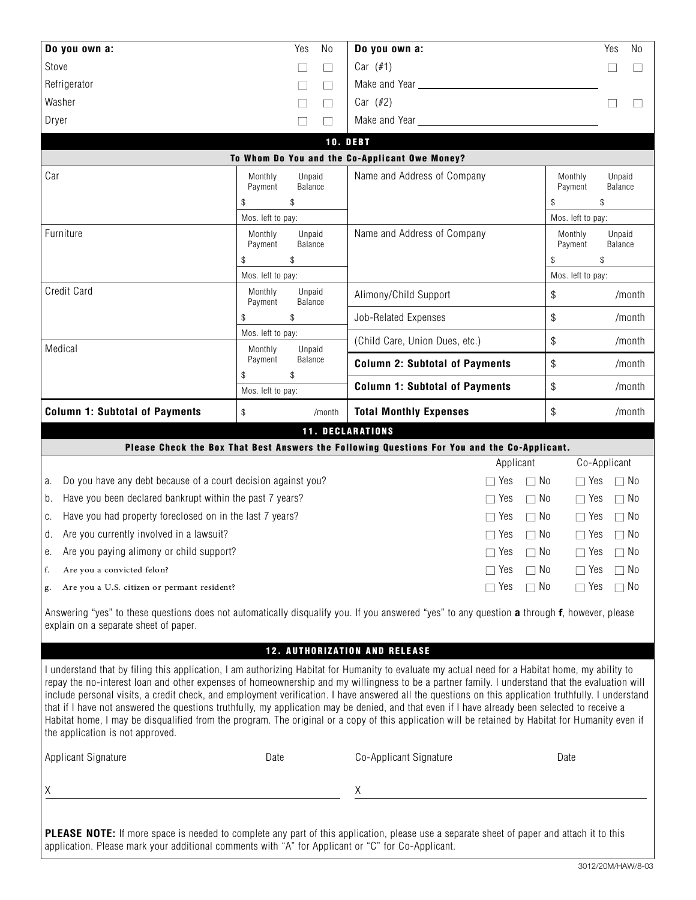| Do you own a: | Yes | No | Do you own a: | Yes | No |
|---|---|---|---|---|---|
| Stove | ☐ | ☐ | Car (#1) | ☐ | ☐ |
| Refrigerator | ☐ | ☐ | Make and Year ______ | | |
| Washer | ☐ | ☐ | Car (#2) | ☐ | ☐ |
| Dryer | ☐ | ☐ | Make and Year ______ | | |

## 10. DEBT

### To Whom Do You and the Co-Applicant Owe Money?

| | Monthly Payment | Unpaid Balance | | Monthly Payment | Unpaid Balance |
|---|---|---|---|---|---|
| Car | $ | $ | Name and Address of Company | $ | $ |
| | Mos. left to pay: | | | Mos. left to pay: | |
| Furniture | $ | $ | Name and Address of Company | $ | $ |
| | Mos. left to pay: | | | Mos. left to pay: | |
| Credit Card | $ | $ | Alimony/Child Support | $ /month | |
| | Mos. left to pay: | | Job-Related Expenses | $ /month | |
| Medical | $ | $ | (Child Care, Union Dues, etc.) | $ /month | |
| | Mos. left to pay: | | **Column 2: Subtotal of Payments** | $ /month | |
| | | | **Column 1: Subtotal of Payments** | $ /month | |
| **Column 1: Subtotal of Payments** | $ /month | | **Total Monthly Expenses** | $ /month | |

## 11. DECLARATIONS

### Please Check the Box That Best Answers the Following Questions For You and the Co-Applicant.

| | Applicant | | Co-Applicant | |
|---|---|---|---|---|
| a. Do you have any debt because of a court decision against you? | ☐ Yes | ☐ No | ☐ Yes | ☐ No |
| b. Have you been declared bankrupt within the past 7 years? | ☐ Yes | ☐ No | ☐ Yes | ☐ No |
| c. Have you had property foreclosed on in the last 7 years? | ☐ Yes | ☐ No | ☐ Yes | ☐ No |
| d. Are you currently involved in a lawsuit? | ☐ Yes | ☐ No | ☐ Yes | ☐ No |
| e. Are you paying alimony or child support? | ☐ Yes | ☐ No | ☐ Yes | ☐ No |
| f. Are you a convicted felon? | ☐ Yes | ☐ No | ☐ Yes | ☐ No |
| g. Are you a U.S. citizen or permant resident? | ☐ Yes | ☐ No | ☐ Yes | ☐ No |

Answering "yes" to these questions does not automatically disqualify you. If you answered "yes" to any question **a** through **f**, however, please explain on a separate sheet of paper.

## 12. AUTHORIZATION AND RELEASE

I understand that by filing this application, I am authorizing Habitat for Humanity to evaluate my actual need for a Habitat home, my ability to repay the no-interest loan and other expenses of homeownership and my willingness to be a partner family. I understand that the evaluation will include personal visits, a credit check, and employment verification. I have answered all the questions on this application truthfully. I understand that if I have not answered the questions truthfully, my application may be denied, and that even if I have already been selected to receive a Habitat home, I may be disqualified from the program. The original or a copy of this application will be retained by Habitat for Humanity even if the application is not approved.

| Applicant Signature | Date | Co-Applicant Signature | Date |
|---|---|---|---|
| X | | X | |

**PLEASE NOTE:** If more space is needed to complete any part of this application, please use a separate sheet of paper and attach it to this application. Please mark your additional comments with "A" for Applicant or "C" for Co-Applicant.

3012/20M/HAW/8-03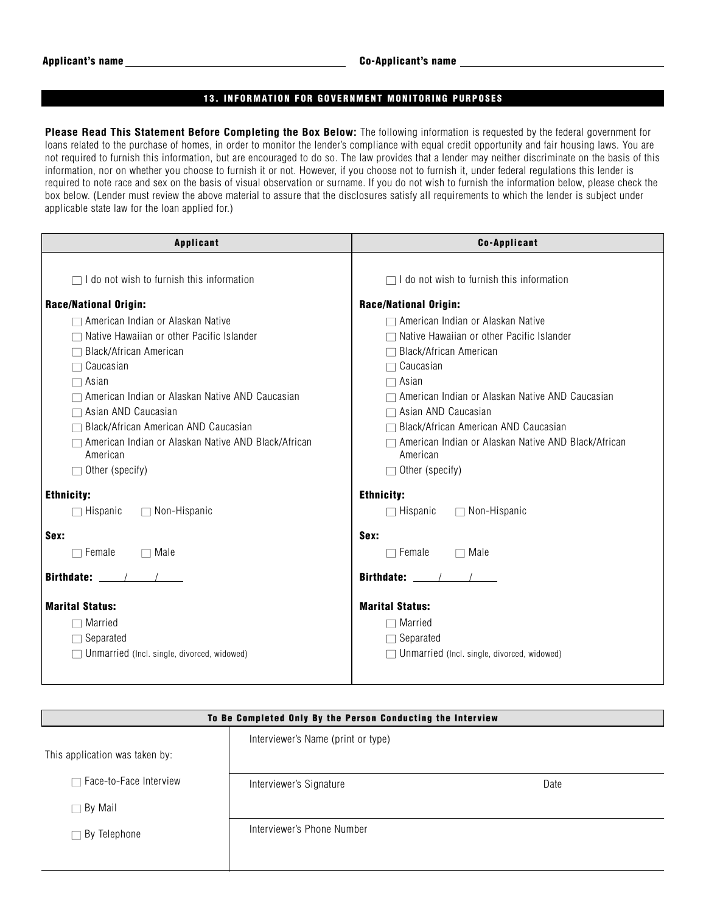**Applicant's name** ______________________ **Co-Applicant's name** ______________________

## 13. INFORMATION FOR GOVERNMENT MONITORING PURPOSES

**Please Read This Statement Before Completing the Box Below:** The following information is requested by the federal government for loans related to the purchase of homes, in order to monitor the lender's compliance with equal credit opportunity and fair housing laws. You are not required to furnish this information, but are encouraged to do so. The law provides that a lender may neither discriminate on the basis of this information, nor on whether you choose to furnish it or not. However, if you choose not to furnish it, under federal regulations this lender is required to note race and sex on the basis of visual observation or surname. If you do not wish to furnish the information below, please check the box below. (Lender must review the above material to assure that the disclosures satisfy all requirements to which the lender is subject under applicable state law for the loan applied for.)

| Applicant | Co-Applicant |
|---|---|
| ☐ I do not wish to furnish this information | ☐ I do not wish to furnish this information |
| **Race/National Origin:** | **Race/National Origin:** |
| ☐ American Indian or Alaskan Native | ☐ American Indian or Alaskan Native |
| ☐ Native Hawaiian or other Pacific Islander | ☐ Native Hawaiian or other Pacific Islander |
| ☐ Black/African American | ☐ Black/African American |
| ☐ Caucasian | ☐ Caucasian |
| ☐ Asian | ☐ Asian |
| ☐ American Indian or Alaskan Native AND Caucasian | ☐ American Indian or Alaskan Native AND Caucasian |
| ☐ Asian AND Caucasian | ☐ Asian AND Caucasian |
| ☐ Black/African American AND Caucasian | ☐ Black/African American AND Caucasian |
| ☐ American Indian or Alaskan Native AND Black/African American | ☐ American Indian or Alaskan Native AND Black/African American |
| ☐ Other (specify) | ☐ Other (specify) |
| **Ethnicity:** | **Ethnicity:** |
| ☐ Hispanic ☐ Non-Hispanic | ☐ Hispanic ☐ Non-Hispanic |
| **Sex:** | **Sex:** |
| ☐ Female ☐ Male | ☐ Female ☐ Male |
| **Birthdate:** ____/____/____ | **Birthdate:** ____/____/____ |
| **Marital Status:** | **Marital Status:** |
| ☐ Married | ☐ Married |
| ☐ Separated | ☐ Separated |
| ☐ Unmarried (Incl. single, divorced, widowed) | ☐ Unmarried (Incl. single, divorced, widowed) |

### To Be Completed Only By the Person Conducting the Interview

| This application was taken by: | |
|---|---|
| ☐ Face-to-Face Interview | Interviewer's Name (print or type) |
| ☐ By Mail | Interviewer's Signature — Date |
| ☐ By Telephone | Interviewer's Phone Number |